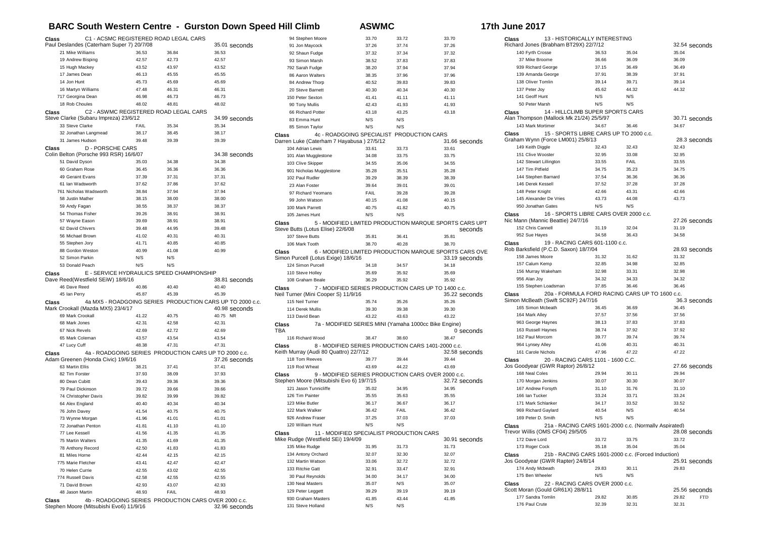# BARC South Western Centre - Gurston Down Speed Hill Climb

**ASWMC**

**17th June 2017**

### Class C1 - ACSMC REGISTERED ROAD LEGAL CARS
Paul Deslandes (Caterham Super 7) 20/7/08 — 35.01 seconds

| Competitor | Run 1 | Run 2 | Best |
|---|---|---|---|
| 21 Mike Williams | 36.53 | 36.84 | 36.53 |
| 19 Andrew Bisping | 42.57 | 42.73 | 42.57 |
| 15 Hugh Mackey | 43.52 | 43.97 | 43.52 |
| 17 James Dean | 46.13 | 45.55 | 45.55 |
| 14 Jon Hunt | 45.73 | 45.69 | 45.69 |
| 16 Martyn Williams | 47.48 | 46.31 | 46.31 |
| 717 Georgina Dean | 46.98 | 46.73 | 46.73 |
| 18 Rob Choules | 48.02 | 48.81 | 48.02 |

### Class C2 - ASWMC REGISTERED ROAD LEGAL CARS
Steve Clarke (Subaru Impreza) 23/6/12 — 34.99 seconds

| Competitor | Run 1 | Run 2 | Best |
|---|---|---|---|
| 33 Steve Clarke | FAIL | 35.34 | 35.34 |
| 32 Jonathan Langmead | 38.17 | 38.45 | 38.17 |
| 31 James Hudson | 39.48 | 39.39 | 39.39 |

### Class D - PORSCHE CARS
Colin Belton (Porsche 993 RSR) 16/6/07 — 34.38 seconds

| Competitor | Run 1 | Run 2 | Best |
|---|---|---|---|
| 51 David Dyson | 35.03 | 34.38 | 34.38 |
| 60 Graham Rose | 36.45 | 36.36 | 36.36 |
| 49 Geraint Evans | 37.39 | 37.31 | 37.31 |
| 61 Ian Wadsworth | 37.62 | 37.86 | 37.62 |
| 761 Nicholas Wadsworth | 38.84 | 37.94 | 37.94 |
| 58 Justin Mather | 38.15 | 38.00 | 38.00 |
| 59 Andy Fagan | 38.55 | 38.37 | 38.37 |
| 54 Thomas Fisher | 39.26 | 38.91 | 38.91 |
| 57 Wayne Eason | 39.69 | 38.91 | 38.91 |
| 62 David Chivers | 39.48 | 44.95 | 39.48 |
| 56 Michael Brown | 41.02 | 40.31 | 40.31 |
| 55 Stephen Jory | 41.71 | 40.85 | 40.85 |
| 88 Gordon Weston | 40.99 | 41.08 | 40.99 |
| 52 Simon Parkin | N/S | N/S | |
| 53 Donald Peach | N/S | N/S | |

### Class E - SERVICE HYDRAULICS SPEED CHAMPIONSHIP
Dave Reed(Westfield SEiW) 18/6/16 — 38.81 seconds

| Competitor | Run 1 | Run 2 | Best |
|---|---|---|---|
| 46 Dave Reed | 40.86 | 40.40 | 40.40 |
| 45 Ian Perry | 45.87 | 45.39 | 45.39 |

### Class 4a MX5 - ROADGOING SERIES PRODUCTION CARS UP TO 2000 c.c.
Mark Crookall (Mazda MX5) 23/4/17 — 40.98 seconds

| Competitor | Run 1 | Run 2 | Best |
|---|---|---|---|
| 69 Mark Crookall | 41.22 | 40.75 | 40.75 NR |
| 68 Mark Jones | 42.31 | 42.58 | 42.31 |
| 67 Nick Revels | 42.69 | 42.72 | 42.69 |
| 65 Mark Coleman | 43.57 | 43.54 | 43.54 |
| 47 Lucy Cuff | 48.38 | 47.31 | 47.31 |

### Class 4a - ROADGOING SERIES PRODUCTION CARS UP TO 2000 c.c.
Adam Greenen (Honda Civic) 19/6/16 — 37.26 seconds

| Competitor | Run 1 | Run 2 | Best |
|---|---|---|---|
| 63 Martin Ellis | 38.21 | 37.41 | 37.41 |
| 82 Tim Forster | 37.93 | 38.09 | 37.93 |
| 80 Dean Cubitt | 39.43 | 39.36 | 39.36 |
| 79 Paul Dickinson | 39.72 | 39.66 | 39.66 |
| 74 Christopher Davis | 39.82 | 39.99 | 39.82 |
| 64 Alex England | 40.40 | 40.34 | 40.34 |
| 76 John Davey | 41.54 | 40.75 | 40.75 |
| 73 Wynne Morgan | 41.96 | 41.01 | 41.01 |
| 72 Jonathan Penton | 41.81 | 41.10 | 41.10 |
| 77 Lee Kessell | 41.56 | 41.35 | 41.35 |
| 75 Martin Walters | 41.35 | 41.69 | 41.35 |
| 78 Anthony Record | 42.50 | 41.83 | 41.83 |
| 81 Miles Horne | 42.44 | 42.15 | 42.15 |
| 775 Marie Fletcher | 43.41 | 42.47 | 42.47 |
| 70 Helen Currie | 42.55 | 43.02 | 42.55 |
| 774 Russell Davis | 42.58 | 42.55 | 42.55 |
| 71 David Brown | 42.93 | 43.07 | 42.93 |
| 48 Jason Martin | 48.93 | FAIL | 48.93 |

### Class 4b - ROADGOING SERIES PRODUCTION CARS OVER 2000 c.c.
Stephen Moore (Mitsubishi Evo6) 11/9/16 — 32.96 seconds

| Competitor | Run 1 | Run 2 | Best |
|---|---|---|---|
| 94 Stephen Moore | 33.70 | 33.72 | 33.70 |
| 91 Jon Maycock | 37.26 | 37.74 | 37.26 |
| 92 Shaun Fudge | 37.32 | 37.34 | 37.32 |
| 93 Simon Marsh | 38.52 | 37.83 | 37.83 |
| 792 Sarah Fudge | 38.20 | 37.94 | 37.94 |
| 86 Aaron Walters | 38.35 | 37.96 | 37.96 |
| 84 Andrew Thorp | 40.52 | 39.83 | 39.83 |
| 20 Steve Barnett | 40.30 | 40.34 | 40.30 |
| 150 Peter Sexton | 41.41 | 41.11 | 41.11 |
| 90 Tony Mullis | 42.43 | 41.93 | 41.93 |
| 66 Richard Potter | 43.18 | 43.25 | 43.18 |
| 83 Emma Hunt | N/S | N/S | |
| 85 Simon Taylor | N/S | N/S | |

### Class 4c - ROADGOING SPECIALIST PRODUCTION CARS
Darren Luke (Caterham 7 Hayabusa ) 27/5/12 — 31.66 seconds

| Competitor | Run 1 | Run 2 | Best |
|---|---|---|---|
| 104 Adrian Lewis | 33.61 | 33.73 | 33.61 |
| 101 Alan Mugglestone | 34.08 | 33.75 | 33.75 |
| 103 Clive Skipper | 34.55 | 35.06 | 34.55 |
| 901 Nicholas Mugglestone | 35.28 | 35.51 | 35.28 |
| 102 Paul Rudler | 39.29 | 38.39 | 38.39 |
| 23 Alan Foster | 39.64 | 39.01 | 39.01 |
| 97 Richard Yeomans | FAIL | 39.28 | 39.28 |
| 99 John Watson | 40.15 | 41.08 | 40.15 |
| 100 Mark Parrett | 40.75 | 41.82 | 40.75 |
| 105 James Hunt | N/S | N/S | |

### Class 5 - MODIFIED LIMITED PRODUCTION MARQUE SPORTS CARS UPT
Steve Butts (Lotus Elise) 22/6/08 — seconds

| Competitor | Run 1 | Run 2 | Best |
|---|---|---|---|
| 107 Steve Butts | 35.81 | 36.41 | 35.81 |
| 106 Mark Tooth | 38.70 | 40.28 | 38.70 |

### Class 6 - MODIFIED LIMITED PRODUCTION MARQUE SPORTS CARS OVE
Simon Purcell (Lotus Exige) 18/6/16 — 33.19 seconds

| Competitor | Run 1 | Run 2 | Best |
|---|---|---|---|
| 124 Simon Purcell | 34.18 | 34.57 | 34.18 |
| 110 Steve Holley | 35.69 | 35.92 | 35.69 |
| 108 Graham Beale | 36.29 | 35.92 | 35.92 |

### Class 7 - MODIFIED SERIES PRODUCTION CARS UP TO 1400 c.c.
Neil Turner (Mini Cooper S) 11/9/16 — 35.22 seconds

| Competitor | Run 1 | Run 2 | Best |
|---|---|---|---|
| 115 Neil Turner | 35.74 | 35.26 | 35.26 |
| 114 Derek Mullis | 39.30 | 39.38 | 39.30 |
| 113 David Bean | 43.22 | 43.63 | 43.22 |

### Class 7a - MODIFIED SERIES MINI (Yamaha 1000cc Bike Engine)
TBA — 0 seconds

| Competitor | Run 1 | Run 2 | Best |
|---|---|---|---|
| 116 Richard Wood | 38.47 | 38.60 | 38.47 |

### Class 8 - MODIFIED SERIES PRODUCTION CARS 1401-2000 c.c.
Keith Murray (Audi 80 Quattro) 22/7/12 — 32.58 seconds

| Competitor | Run 1 | Run 2 | Best |
|---|---|---|---|
| 118 Tom Reeves | 39.77 | 39.44 | 39.44 |
| 119 Rod Wheat | 43.69 | 44.22 | 43.69 |

### Class 9 - MODIFIED SERIES PRODUCTION CARS OVER 2000 c.c.
Stephen Moore (Mitsubishi Evo 6) 19/7/15 — 32.72 seconds

| Competitor | Run 1 | Run 2 | Best |
|---|---|---|---|
| 121 Jason Tunnicliffe | 35.02 | 34.95 | 34.95 |
| 126 Tim Painter | 35.55 | 35.63 | 35.55 |
| 123 Mike Butler | 36.17 | 36.67 | 36.17 |
| 122 Mark Walker | 36.42 | FAIL | 36.42 |
| 926 Andrew Fraser | 37.25 | 37.03 | 37.03 |
| 120 William Hunt | N/S | N/S | |

### Class 11 - MODIFIED SPECIALIST PRODUCTION CARS
Mike Rudge (Westfield SEi) 19/4/09 — 30.91 seconds

| Competitor | Run 1 | Run 2 | Best |
|---|---|---|---|
| 135 Mike Rudge | 31.95 | 31.73 | 31.73 |
| 134 Antony Orchard | 32.07 | 32.30 | 32.07 |
| 132 Martin Watson | 33.06 | 32.72 | 32.72 |
| 133 Ritchie Gatt | 32.91 | 33.47 | 32.91 |
| 30 Paul Reynolds | 34.00 | 34.17 | 34.00 |
| 130 Neal Masters | 35.07 | N/S | 35.07 |
| 129 Peter Leggett | 39.29 | 39.19 | 39.19 |
| 930 Graham Masters | 41.85 | 43.44 | 41.85 |
| 131 Steve Holland | N/S | N/S | |

### Class 13 - HISTORICALLY INTERESTING
Richard Jones (Brabham BT29X) 22/7/12 — 32.54 seconds

| Competitor | Run 1 | Run 2 | Best |
|---|---|---|---|
| 140 Fyrth Crosse | 36.53 | 35.04 | 35.04 |
| 37 Mike Broome | 36.66 | 36.09 | 36.09 |
| 939 Richard George | 37.15 | 36.49 | 36.49 |
| 139 Amanda George | 37.91 | 38.39 | 37.91 |
| 138 Oliver Tomlin | 39.14 | 39.71 | 39.14 |
| 137 Peter Joy | 45.62 | 44.32 | 44.32 |
| 141 Geoff Hunt | N/S | N/S | |
| 50 Peter Marsh | N/S | N/S | |

### Class 14 - HILLCLIMB SUPER SPORTS CARS
Alan Thompson (Mallock Mk 21/24) 25/5/97 — 30.71 seconds

| Competitor | Run 1 | Run 2 | Best |
|---|---|---|---|
| 143 Mark Mortimer | 34.67 | 36.46 | 34.67 |

### Class 15 - SPORTS LIBRE CARS UP TO 2000 c.c.
Graham Wynn (Force LM001) 25/8/13 — 28.3 seconds

| Competitor | Run 1 | Run 2 | Best |
|---|---|---|---|
| 149 Keith Diggle | 32.43 | 32.43 | 32.43 |
| 151 Clive Wooster | 32.95 | 33.08 | 32.95 |
| 142 Stewart Lillington | 33.55 | FAIL | 33.55 |
| 147 Tim Pitfield | 34.75 | 35.23 | 34.75 |
| 144 Stephen Barnard | 37.54 | 36.36 | 36.36 |
| 146 Derek Kessell | 37.52 | 37.28 | 37.28 |
| 148 Peter Knight | 42.66 | 43.31 | 42.66 |
| 145 Alexander De Vries | 43.73 | 44.08 | 43.73 |
| 950 Jonathan Gates | N/S | N/S | |

### Class 16 - SPORTS LIBRE CARS OVER 2000 c.c.
Nic Mann (Mannic Beattie) 24/7/16 — 27.26 seconds

| Competitor | Run 1 | Run 2 | Best |
|---|---|---|---|
| 152 Chris Cannell | 31.19 | 32.04 | 31.19 |
| 952 Sue Hayes | 34.58 | 36.43 | 34.58 |

### Class 19 - RACING CARS 601-1100 c.c.
Rob Barksfield (P.C.D. Saxon) 18/7/04 — 28.93 seconds

| Competitor | Run 1 | Run 2 | Best |
|---|---|---|---|
| 158 James Moore | 31.32 | 31.62 | 31.32 |
| 157 Calum Kemp | 32.85 | 34.98 | 32.85 |
| 156 Murray Wakeham | 32.98 | 33.31 | 32.98 |
| 956 Alan Joy | 34.32 | 34.33 | 34.32 |
| 155 Stephen Loadsman | 37.85 | 36.46 | 36.46 |

### Class 20a - FORMULA FORD RACING CARS UP TO 1600 c.c.
Simon McBeath (Swift SC92F) 24/7/16 — 36.3 seconds

| Competitor | Run 1 | Run 2 | Best |
|---|---|---|---|
| 165 Simon Mcbeath | 36.45 | 36.69 | 36.45 |
| 164 Mark Alley | 37.57 | 37.56 | 37.56 |
| 963 George Haynes | 38.13 | 37.83 | 37.83 |
| 163 Russell Haynes | 38.74 | 37.92 | 37.92 |
| 162 Paul Morcom | 39.77 | 39.74 | 39.74 |
| 964 Lynsey Alley | 41.06 | 40.31 | 40.31 |
| 161 Carole Nichols | 47.96 | 47.22 | 47.22 |

### Class 20 - RACING CARS 1101 - 1600 C.C.
Jos Goodyear (GWR Raptor) 26/8/12 — 27.66 seconds

| Competitor | Run 1 | Run 2 | Best |
|---|---|---|---|
| 168 Neal Coles | 29.94 | 30.11 | 29.94 |
| 170 Morgan Jenkins | 30.07 | 30.30 | 30.07 |
| 167 Andrew Forsyth | 31.10 | 31.76 | 31.10 |
| 166 Ian Tucker | 33.24 | 33.71 | 33.24 |
| 171 Mark Schlanker | 34.17 | 33.52 | 33.52 |
| 969 Richard Gaylard | 40.54 | N/S | 40.54 |
| 169 Peter D. Smith | N/S | N/S | |

### Class 21a - RACING CARS 1601-2000 c.c. (Normally Aspirated)
Trevor Willis (OMS CF04) 29/5/05 — 28.08 seconds

| Competitor | Run 1 | Run 2 | Best |
|---|---|---|---|
| 172 Dave Lord | 33.72 | 33.75 | 33.72 |
| 173 Roger Cock | 35.18 | 35.04 | 35.04 |

### Class 21b - RACING CARS 1601-2000 c.c. (Forced Induction)
Jos Goodyear (GWR Rapter) 24/8/14 — 25.91 seconds

| Competitor | Run 1 | Run 2 | Best |
|---|---|---|---|
| 174 Andy Mcbeath | 29.83 | 30.11 | 29.83 |
| 175 Ben Wheeler | N/S | N/S | |

### Class 22 - RACING CARS OVER 2000 c.c.
Scott Moran (Gould GR61X) 28/8/11 — 25.56 seconds

| Competitor | Run 1 | Run 2 | Best |
|---|---|---|---|
| 177 Sandra Tomlin | 29.82 | 30.85 | 29.82 FTD |
| 176 Paul Crute | 32.39 | 32.31 | 32.31 |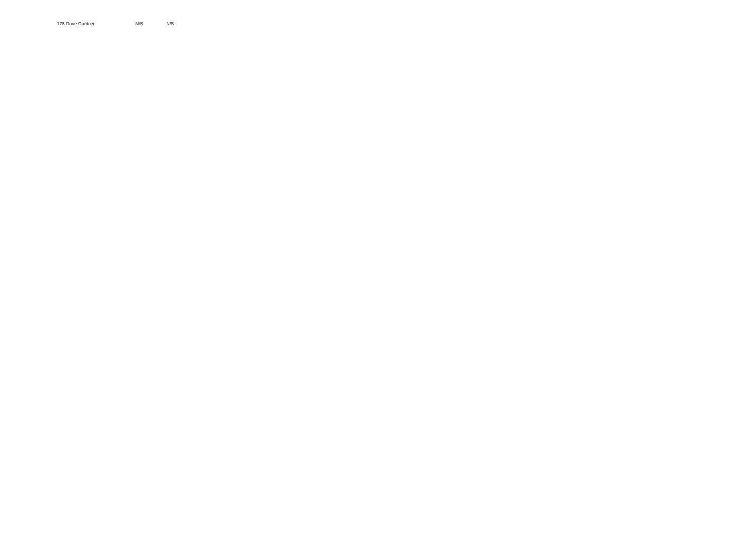| | | | |
|---|---|---|---|
| 178 | Dave Gardner | N/S | N/S |